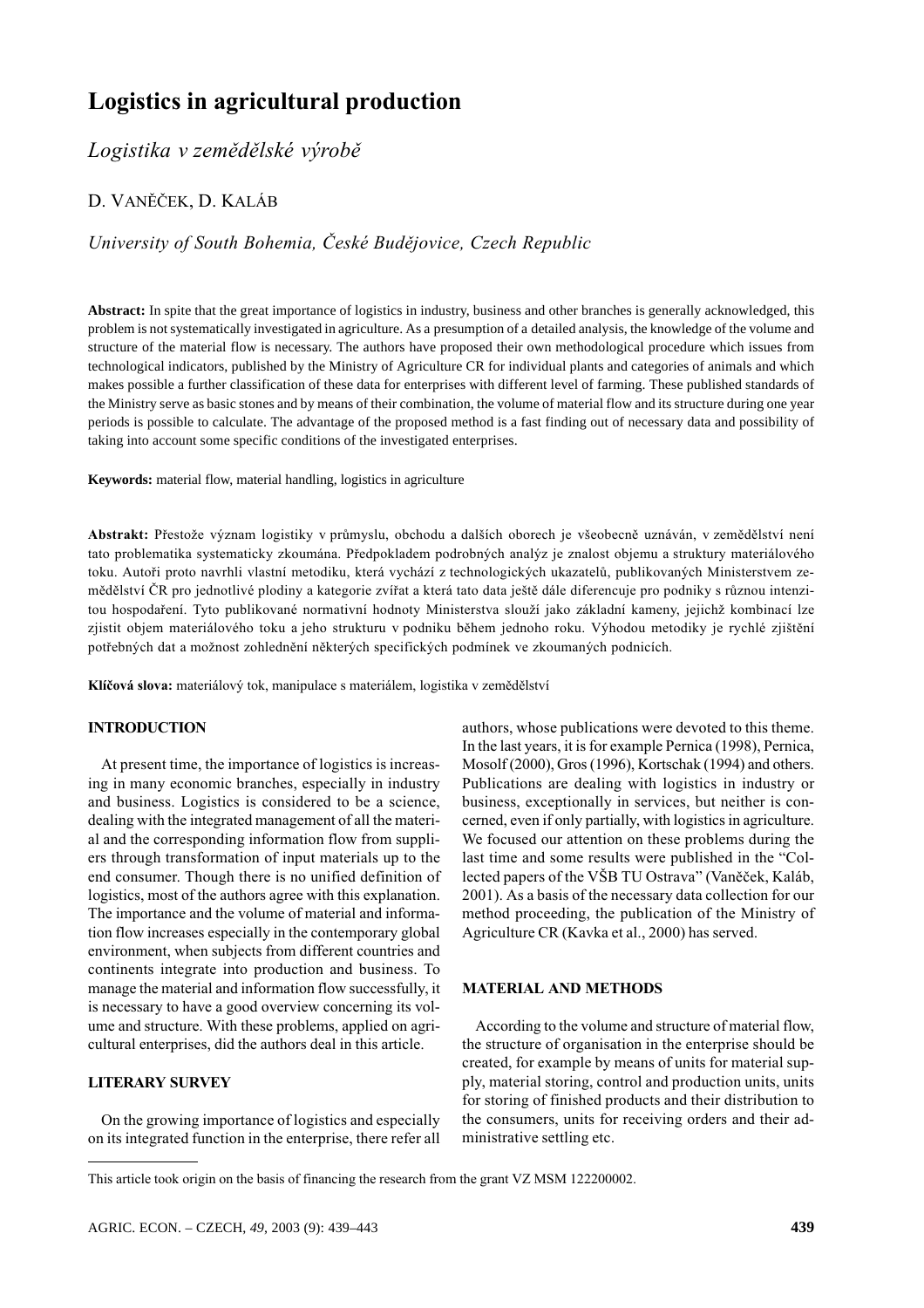# Logistics in agricultural production

## *Logistika v zemědělské výrobě*

D. VANĚČEK, D. KALÁB

*University of South Bohemia, České Budějovice, Czech Republic*

**Abstract:** In spite that the great importance of logistics in industry, business and other branches is generally acknowledged, this problem is not systematically investigated in agriculture. As a presumption of a detailed analysis, the knowledge of the volume and structure of the material flow is necessary. The authors have proposed their own methodological procedure which issues from technological indicators, published by the Ministry of Agriculture CR for individual plants and categories of animals and which makes possible a further classification of these data for enterprises with different level of farming. These published standards of the Ministry serve as basic stones and by means of their combination, the volume of material flow and its structure during one year periods is possible to calculate. The advantage of the proposed method is a fast finding out of necessary data and possibility of taking into account some specific conditions of the investigated enterprises.

**Keywords:** material flow, material handling, logistics in agriculture

**Abstrakt:** Přestože význam logistiky v průmyslu, obchodu a dalších oborech je všeobecně uznáván, v zemědělství není tato problematika systematicky zkoumána. Předpokladem podrobných analýz je znalost objemu a struktury materiálového toku. Autoři proto navrhli vlastní metodiku, která vychází z technologických ukazatelů, publikovaných Ministerstvem zemědělství ČR pro jednotlivé plodiny a kategorie zvířat a která tato data ještě dále diferencuje pro podniky s různou intenzitou hospodaření. Tyto publikované normativní hodnoty Ministerstva slouží jako základní kameny, jejichž kombinací lze zjistit objem materiálového toku a jeho strukturu v podniku během jednoho roku. Výhodou metodiky je rychlé zjištění potřebných dat a možnost zohlednění některých specifických podmínek ve zkoumaných podnicích.

**Klíčová slova:** materiálový tok, manipulace s materiálem, logistika v zemědělství

## INTRODUCTION

At present time, the importance of logistics is increasing in many economic branches, especially in industry and business. Logistics is considered to be a science, dealing with the integrated management of all the material and the corresponding information flow from suppliers through transformation of input materials up to the end consumer. Though there is no unified definition of logistics, most of the authors agree with this explanation. The importance and the volume of material and information flow increases especially in the contemporary global environment, when subjects from different countries and continents integrate into production and business. To manage the material and information flow successfully, it is necessary to have a good overview concerning its volume and structure. With these problems, applied on agricultural enterprises, did the authors deal in this article.

## LITERARY SURVEY

On the growing importance of logistics and especially on its integrated function in the enterprise, there refer all authors, whose publications were devoted to this theme. In the last years, it is for example Pernica (1998), Pernica, Mosolf (2000), Gros (1996), Kortschak (1994) and others. Publications are dealing with logistics in industry or business, exceptionally in services, but neither is concerned, even if only partially, with logistics in agriculture. We focused our attention on these problems during the last time and some results were published in the "Collected papers of the VŠB TU Ostrava" (Vaněček, Kaláb, 2001). As a basis of the necessary data collection for our method proceeding, the publication of the Ministry of Agriculture CR (Kavka et al., 2000) has served.

## MATERIAL AND METHODS

According to the volume and structure of material flow, the structure of organisation in the enterprise should be created, for example by means of units for material supply, material storing, control and production units, units for storing of finished products and their distribution to the consumers, units for receiving orders and their administrative settling etc.

This article took origin on the basis of financing the research from the grant VZ MSM 122200002.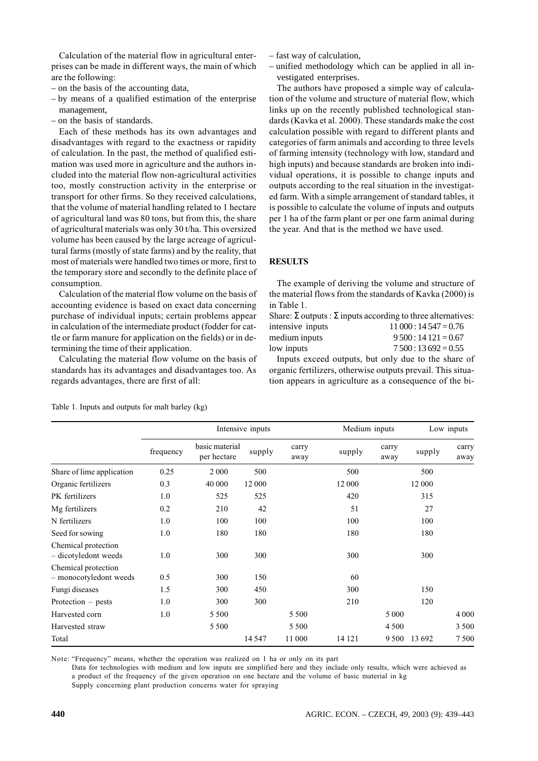Calculation of the material flow in agricultural enterprises can be made in different ways, the main of which are the following:

– on the basis of the accounting data,
– by means of a qualified estimation of the enterprise management,
– on the basis of standards.

Each of these methods has its own advantages and disadvantages with regard to the exactness or rapidity of calculation. In the past, the method of qualified estimation was used more in agriculture and the authors included into the material flow non-agricultural activities too, mostly construction activity in the enterprise or transport for other firms. So they received calculations, that the volume of material handling related to 1 hectare of agricultural land was 80 tons, but from this, the share of agricultural materials was only 30 t/ha. This oversized volume has been caused by the large acreage of agricultural farms (mostly of state farms) and by the reality, that most of materials were handled two times or more, first to the temporary store and secondly to the definite place of consumption.

Calculation of the material flow volume on the basis of accounting evidence is based on exact data concerning purchase of individual inputs; certain problems appear in calculation of the intermediate product (fodder for cattle or farm manure for application on the fields) or in determining the time of their application.

Calculating the material flow volume on the basis of standards has its advantages and disadvantages too. As regards advantages, there are first of all:

– fast way of calculation,
– unified methodology which can be applied in all investigated enterprises.

The authors have proposed a simple way of calculation of the volume and structure of material flow, which links up on the recently published technological standards (Kavka et al. 2000). These standards make the cost calculation possible with regard to different plants and categories of farm animals and according to three levels of farming intensity (technology with low, standard and high inputs) and because standards are broken into individual operations, it is possible to change inputs and outputs according to the real situation in the investigated farm. With a simple arrangement of standard tables, it is possible to calculate the volume of inputs and outputs per 1 ha of the farm plant or per one farm animal during the year. And that is the method we have used.

## RESULTS

The example of deriving the volume and structure of the material flows from the standards of Kavka (2000) is in Table 1.

Share: Σ outputs : Σ inputs according to three alternatives:

| | |
|---|---|
| intensive inputs | 11 000 : 14 547 = 0.76 |
| medium inputs | 9 500 : 14 121 = 0.67 |
| low inputs | 7 500 : 13 692 = 0.55 |

Inputs exceed outputs, but only due to the share of organic fertilizers, otherwise outputs prevail. This situation appears in agriculture as a consequence of the bi-

Table 1. Inputs and outputs for malt barley (kg)

| | Intensive inputs | | | | Medium inputs | | Low inputs | |
|---|---|---|---|---|---|---|---|---|
| | frequency | basic material per hectare | supply | carry away | supply | carry away | supply | carry away |
| Share of lime application | 0.25 | 2 000 | 500 | | 500 | | 500 | |
| Organic fertilizers | 0.3 | 40 000 | 12 000 | | 12 000 | | 12 000 | |
| PK fertilizers | 1.0 | 525 | 525 | | 420 | | 315 | |
| Mg fertilizers | 0.2 | 210 | 42 | | 51 | | 27 | |
| N fertilizers | 1.0 | 100 | 100 | | 100 | | 100 | |
| Seed for sowing | 1.0 | 180 | 180 | | 180 | | 180 | |
| Chemical protection – dicotyledont weeds | 1.0 | 300 | 300 | | 300 | | 300 | |
| Chemical protection – monocotyledont weeds | 0.5 | 300 | 150 | | 60 | | | |
| Fungi diseases | 1.5 | 300 | 450 | | 300 | | 150 | |
| Protection – pests | 1.0 | 300 | 300 | | 210 | | 120 | |
| Harvested corn | 1.0 | 5 500 | | 5 500 | | 5 000 | | 4 000 |
| Harvested straw | | 5 500 | | 5 500 | | 4 500 | | 3 500 |
| Total | | | 14 547 | 11 000 | 14 121 | 9 500 | 13 692 | 7 500 |

Note: "Frequency" means, whether the operation was realized on 1 ha or only on its part

Data for technologies with medium and low inputs are simplified here and they include only results, which were achieved as a product of the frequency of the given operation on one hectare and the volume of basic material in kg

Supply concerning plant production concerns water for spraying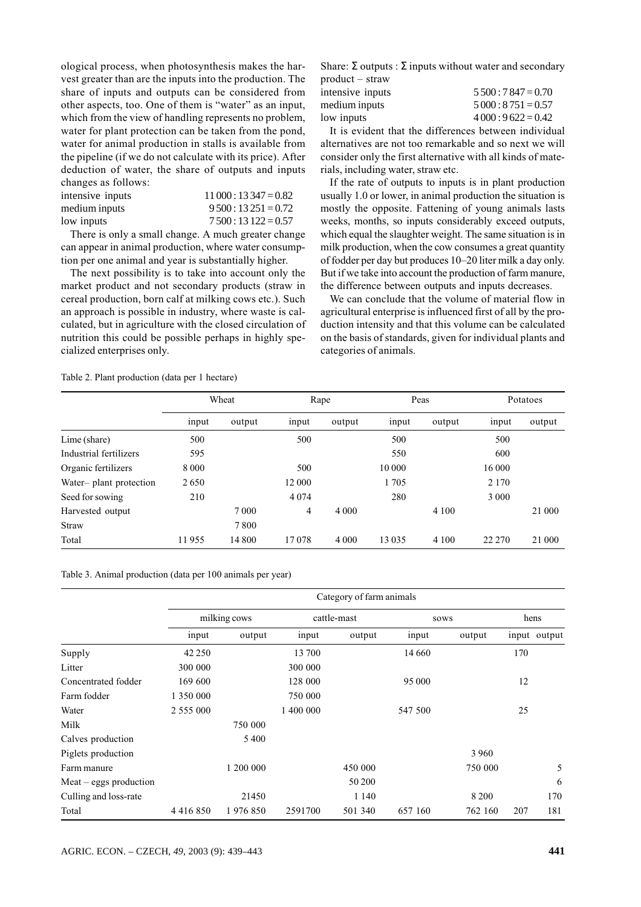ological process, when photosynthesis makes the harvest greater than are the inputs into the production. The share of inputs and outputs can be considered from other aspects, too. One of them is "water" as an input, which from the view of handling represents no problem, water for plant protection can be taken from the pond, water for animal production in stalls is available from the pipeline (if we do not calculate with its price). After deduction of water, the share of outputs and inputs changes as follows:

| | |
|---|---|
| intensive inputs | 11 000 : 13 347 = 0.82 |
| medium inputs | 9 500 : 13 251 = 0.72 |
| low inputs | 7 500 : 13 122 = 0.57 |

There is only a small change. A much greater change can appear in animal production, where water consumption per one animal and year is substantially higher.

The next possibility is to take into account only the market product and not secondary products (straw in cereal production, born calf at milking cows etc.). Such an approach is possible in industry, where waste is calculated, but in agriculture with the closed circulation of nutrition this could be possible perhaps in highly specialized enterprises only.

Share: Σ outputs : Σ inputs without water and secondary product – straw

| | |
|---|---|
| intensive inputs | 5 500 : 7 847 = 0.70 |
| medium inputs | 5 000 : 8 751 = 0.57 |
| low inputs | 4 000 : 9 622 = 0.42 |

It is evident that the differences between individual alternatives are not too remarkable and so next we will consider only the first alternative with all kinds of materials, including water, straw etc.

If the rate of outputs to inputs is in plant production usually 1.0 or lower, in animal production the situation is mostly the opposite. Fattening of young animals lasts weeks, months, so inputs considerably exceed outputs, which equal the slaughter weight. The same situation is in milk production, when the cow consumes a great quantity of fodder per day but produces 10–20 liter milk a day only. But if we take into account the production of farm manure, the difference between outputs and inputs decreases.

We can conclude that the volume of material flow in agricultural enterprise is influenced first of all by the production intensity and that this volume can be calculated on the basis of standards, given for individual plants and categories of animals.

Table 2. Plant production (data per 1 hectare)

| | Wheat | | Rape | | Peas | | Potatoes | |
|---|---|---|---|---|---|---|---|---|
| | input | output | input | output | input | output | input | output |
| Lime (share) | 500 | | 500 | | 500 | | 500 | |
| Industrial fertilizers | 595 | | | | 550 | | 600 | |
| Organic fertilizers | 8 000 | | 500 | | 10 000 | | 16 000 | |
| Water– plant protection | 2 650 | | 12 000 | | 1 705 | | 2 170 | |
| Seed for sowing | 210 | | 4 074 | | 280 | | 3 000 | |
| Harvested output | | 7 000 | 4 | 4 000 | | 4 100 | | 21 000 |
| Straw | | 7 800 | | | | | | |
| Total | 11 955 | 14 800 | 17 078 | 4 000 | 13 035 | 4 100 | 22 270 | 21 000 |

Table 3. Animal production (data per 100 animals per year)

| | Category of farm animals | | | | | | | |
|---|---|---|---|---|---|---|---|---|
| | milking cows | | cattle-mast | | sows | | hens | |
| | input | output | input | output | input | output | input | output |
| Supply | 42 250 | | 13 700 | | 14 660 | | 170 | |
| Litter | 300 000 | | 300 000 | | | | | |
| Concentrated fodder | 169 600 | | 128 000 | | 95 000 | | 12 | |
| Farm fodder | 1 350 000 | | 750 000 | | | | | |
| Water | 2 555 000 | | 1 400 000 | | 547 500 | | 25 | |
| Milk | | 750 000 | | | | | | |
| Calves production | | 5 400 | | | | | | |
| Piglets production | | | | | | 3 960 | | |
| Farm manure | | 1 200 000 | | 450 000 | | 750 000 | | 5 |
| Meat – eggs production | | | | 50 200 | | | | 6 |
| Culling and loss-rate | | 21450 | | 1 140 | | 8 200 | | 170 |
| Total | 4 416 850 | 1 976 850 | 2591700 | 501 340 | 657 160 | 762 160 | 207 | 181 |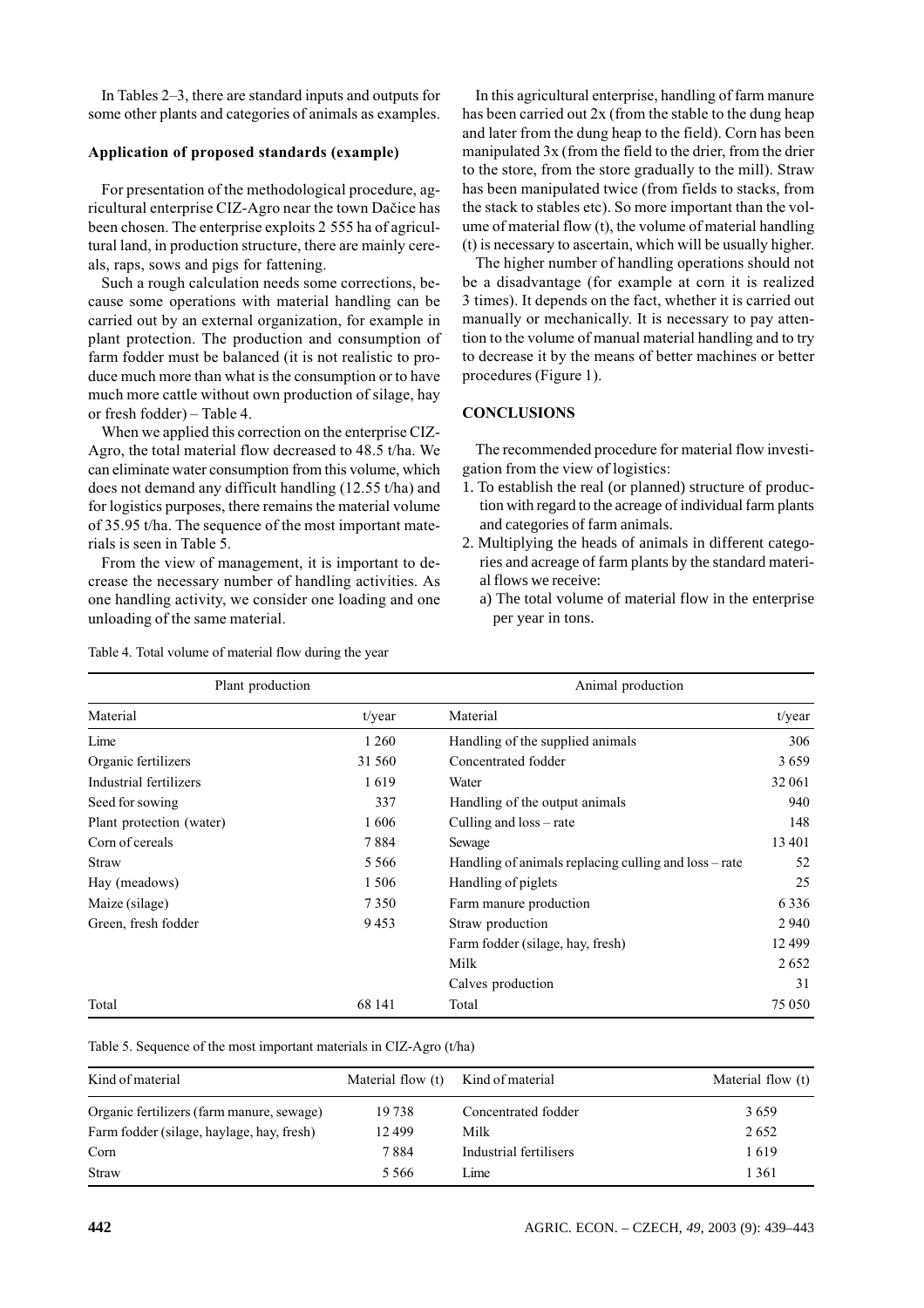In Tables 2–3, there are standard inputs and outputs for some other plants and categories of animals as examples.

### Application of proposed standards (example)

For presentation of the methodological procedure, agricultural enterprise CIZ-Agro near the town Dačice has been chosen. The enterprise exploits 2 555 ha of agricultural land, in production structure, there are mainly cereals, raps, sows and pigs for fattening.

Such a rough calculation needs some corrections, because some operations with material handling can be carried out by an external organization, for example in plant protection. The production and consumption of farm fodder must be balanced (it is not realistic to produce much more than what is the consumption or to have much more cattle without own production of silage, hay or fresh fodder) – Table 4.

When we applied this correction on the enterprise CIZ-Agro, the total material flow decreased to 48.5 t/ha. We can eliminate water consumption from this volume, which does not demand any difficult handling (12.55 t/ha) and for logistics purposes, there remains the material volume of 35.95 t/ha. The sequence of the most important materials is seen in Table 5.

From the view of management, it is important to decrease the necessary number of handling activities. As one handling activity, we consider one loading and one unloading of the same material.

In this agricultural enterprise, handling of farm manure has been carried out 2x (from the stable to the dung heap and later from the dung heap to the field). Corn has been manipulated 3x (from the field to the drier, from the drier to the store, from the store gradually to the mill). Straw has been manipulated twice (from fields to stacks, from the stack to stables etc). So more important than the volume of material flow (t), the volume of material handling (t) is necessary to ascertain, which will be usually higher.

The higher number of handling operations should not be a disadvantage (for example at corn it is realized 3 times). It depends on the fact, whether it is carried out manually or mechanically. It is necessary to pay attention to the volume of manual material handling and to try to decrease it by the means of better machines or better procedures (Figure 1).

## CONCLUSIONS

The recommended procedure for material flow investigation from the view of logistics:

1. To establish the real (or planned) structure of production with regard to the acreage of individual farm plants and categories of farm animals.
2. Multiplying the heads of animals in different categories and acreage of farm plants by the standard material flows we receive:
   a) The total volume of material flow in the enterprise per year in tons.

Table 4. Total volume of material flow during the year

| Plant production | | Animal production | |
|---|---|---|---|
| Material | t/year | Material | t/year |
| Lime | 1 260 | Handling of the supplied animals | 306 |
| Organic fertilizers | 31 560 | Concentrated fodder | 3 659 |
| Industrial fertilizers | 1 619 | Water | 32 061 |
| Seed for sowing | 337 | Handling of the output animals | 940 |
| Plant protection (water) | 1 606 | Culling and loss – rate | 148 |
| Corn of cereals | 7 884 | Sewage | 13 401 |
| Straw | 5 566 | Handling of animals replacing culling and loss – rate | 52 |
| Hay (meadows) | 1 506 | Handling of piglets | 25 |
| Maize (silage) | 7 350 | Farm manure production | 6 336 |
| Green, fresh fodder | 9 453 | Straw production | 2 940 |
| | | Farm fodder (silage, hay, fresh) | 12 499 |
| | | Milk | 2 652 |
| | | Calves production | 31 |
| Total | 68 141 | Total | 75 050 |

Table 5. Sequence of the most important materials in CIZ-Agro (t/ha)

| Kind of material | Material flow (t) | Kind of material | Material flow (t) |
|---|---|---|---|
| Organic fertilizers (farm manure, sewage) | 19 738 | Concentrated fodder | 3 659 |
| Farm fodder (silage, haylage, hay, fresh) | 12 499 | Milk | 2 652 |
| Corn | 7 884 | Industrial fertilisers | 1 619 |
| Straw | 5 566 | Lime | 1 361 |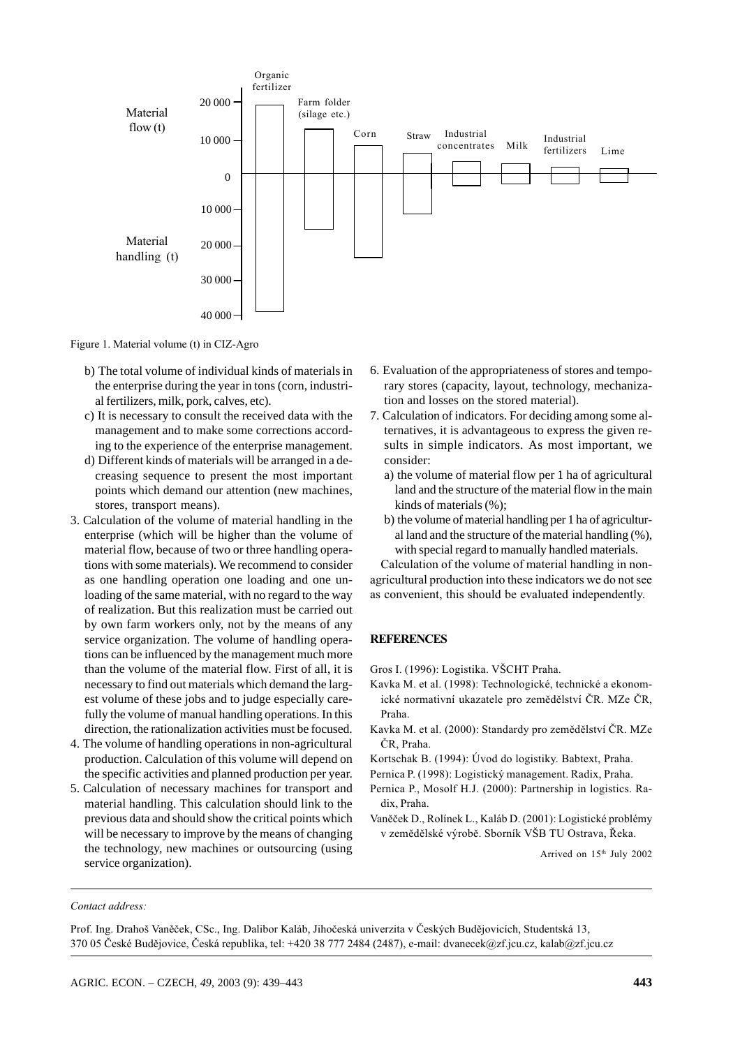Organic fertilizer

Farm folder (silage etc.)

Corn

Straw

Industrial concentrates

Milk

Industrial fertilizers

Lime

Material flow (t)

Material handling (t)

20 000

10 000

0

10 000

20 000

30 000

40 000

Figure 1. Material volume (t) in CIZ-Agro

b) The total volume of individual kinds of materials in the enterprise during the year in tons (corn, industrial fertilizers, milk, pork, calves, etc).

c) It is necessary to consult the received data with the management and to make some corrections according to the experience of the enterprise management.

d) Different kinds of materials will be arranged in a decreasing sequence to present the most important points which demand our attention (new machines, stores, transport means).

3. Calculation of the volume of material handling in the enterprise (which will be higher than the volume of material flow, because of two or three handling operations with some materials). We recommend to consider as one handling operation one loading and one unloading of the same material, with no regard to the way of realization. But this realization must be carried out by own farm workers only, not by the means of any service organization. The volume of handling operations can be influenced by the management much more than the volume of the material flow. First of all, it is necessary to find out materials which demand the largest volume of these jobs and to judge especially carefully the volume of manual handling operations. In this direction, the rationalization activities must be focused.

4. The volume of handling operations in non-agricultural production. Calculation of this volume will depend on the specific activities and planned production per year.

5. Calculation of necessary machines for transport and material handling. This calculation should link to the previous data and should show the critical points which will be necessary to improve by the means of changing the technology, new machines or outsourcing (using service organization).

6. Evaluation of the appropriateness of stores and temporary stores (capacity, layout, technology, mechanization and losses on the stored material).

7. Calculation of indicators. For deciding among some alternatives, it is advantageous to express the given results in simple indicators. As most important, we consider:

a) the volume of material flow per 1 ha of agricultural land and the structure of the material flow in the main kinds of materials (%);

b) the volume of material handling per 1 ha of agricultural land and the structure of the material handling (%), with special regard to manually handled materials.

Calculation of the volume of material handling in non-agricultural production into these indicators we do not see as convenient, this should be evaluated independently.

## REFERENCES

Gros I. (1996): Logistika. VŠCHT Praha.

Kavka M. et al. (1998): Technologické, technické a ekonomické normativní ukazatele pro zemědělství ČR. MZe ČR, Praha.

Kavka M. et al. (2000): Standardy pro zemědělství ČR. MZe ČR, Praha.

Kortschak B. (1994): Úvod do logistiky. Babtext, Praha.

Pernica P. (1998): Logistický management. Radix, Praha.

Pernica P., Mosolf H.J. (2000): Partnership in logistics. Radix, Praha.

Vaněček D., Rolínek L., Kaláb D. (2001): Logistické problémy v zemědělské výrobě. Sborník VŠB TU Ostrava, Řeka.

Arrived on 15th July 2002

*Contact address:*

Prof. Ing. Drahoš Vaněček, CSc., Ing. Dalibor Kaláb, Jihočeská univerzita v Českých Budějovicích, Studentská 13, 370 05 České Budějovice, Česká republika, tel: +420 38 777 2484 (2487), e-mail: dvanecek@zf.jcu.cz, kalab@zf.jcu.cz